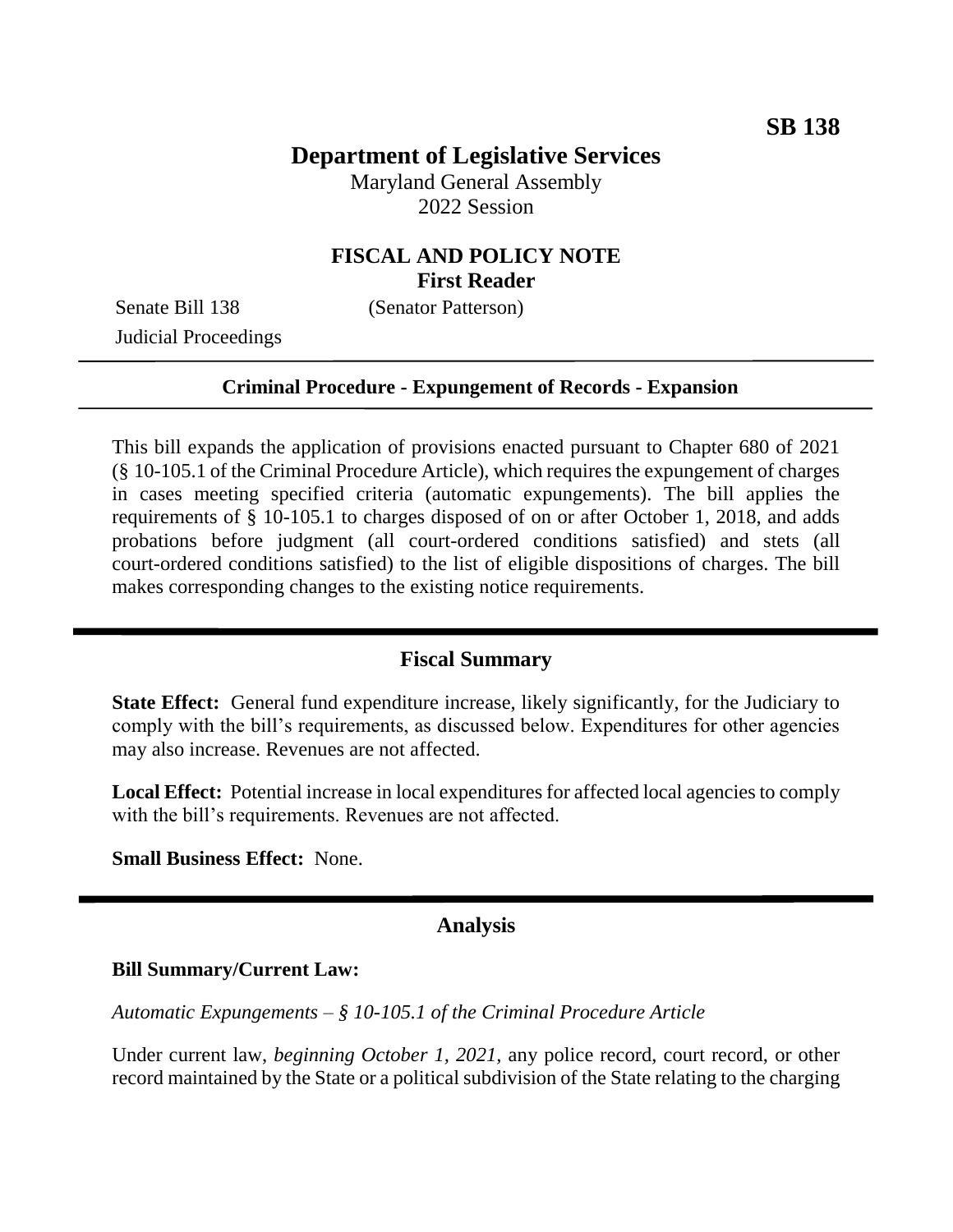**SB 138**

# Department of Legislative Services

Maryland General Assembly
2022 Session

## FISCAL AND POLICY NOTE
**First Reader**

Senate Bill 138 (Senator Patterson)
Judicial Proceedings

---

**Criminal Procedure - Expungement of Records - Expansion**

---

This bill expands the application of provisions enacted pursuant to Chapter 680 of 2021 (§ 10-105.1 of the Criminal Procedure Article), which requires the expungement of charges in cases meeting specified criteria (automatic expungements). The bill applies the requirements of § 10-105.1 to charges disposed of on or after October 1, 2018, and adds probations before judgment (all court-ordered conditions satisfied) and stets (all court-ordered conditions satisfied) to the list of eligible dispositions of charges. The bill makes corresponding changes to the existing notice requirements.

## Fiscal Summary

**State Effect:** General fund expenditure increase, likely significantly, for the Judiciary to comply with the bill's requirements, as discussed below. Expenditures for other agencies may also increase. Revenues are not affected.

**Local Effect:** Potential increase in local expenditures for affected local agencies to comply with the bill's requirements. Revenues are not affected.

**Small Business Effect:** None.

## Analysis

**Bill Summary/Current Law:**

*Automatic Expungements – § 10-105.1 of the Criminal Procedure Article*

Under current law, *beginning October 1, 2021,* any police record, court record, or other record maintained by the State or a political subdivision of the State relating to the charging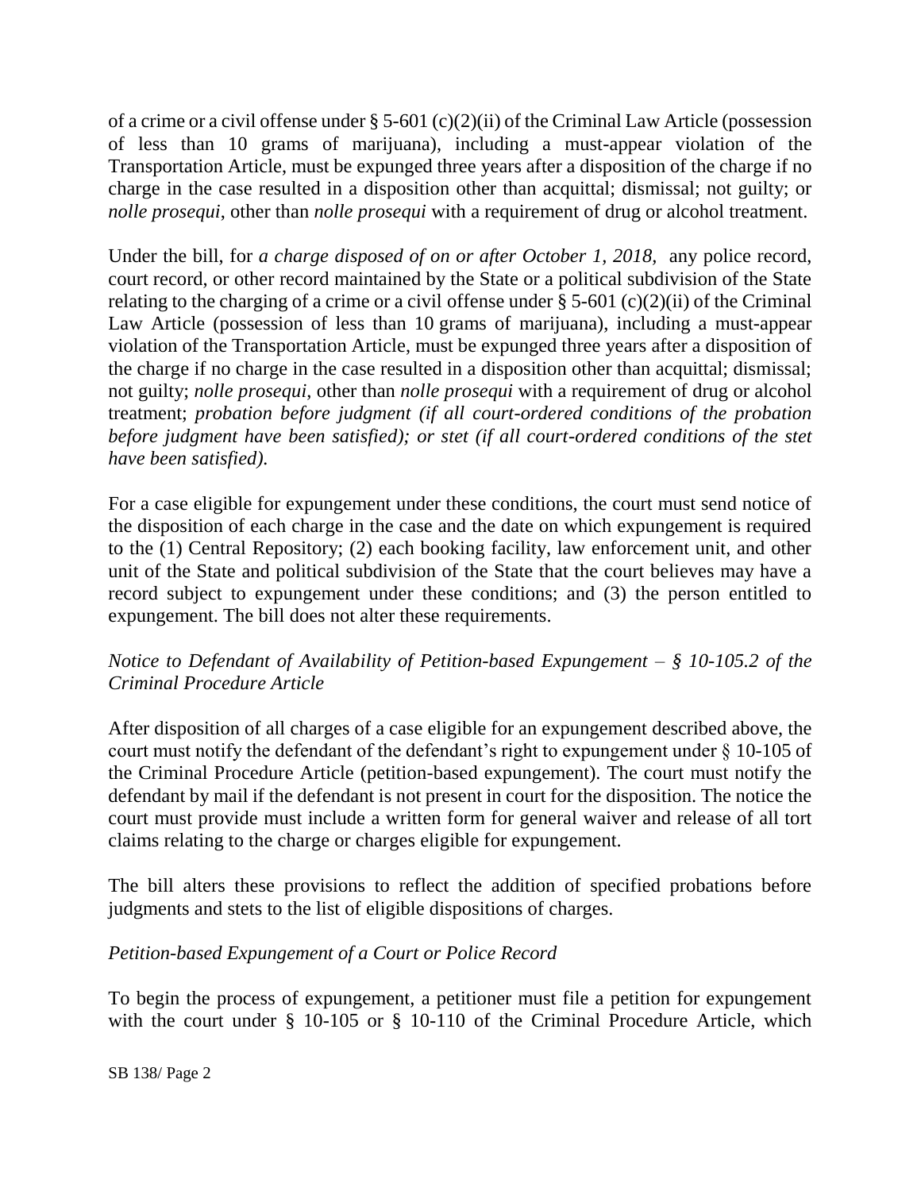of a crime or a civil offense under § 5-601 (c)(2)(ii) of the Criminal Law Article (possession of less than 10 grams of marijuana), including a must-appear violation of the Transportation Article, must be expunged three years after a disposition of the charge if no charge in the case resulted in a disposition other than acquittal; dismissal; not guilty; or *nolle prosequi*, other than *nolle prosequi* with a requirement of drug or alcohol treatment.

Under the bill, for *a charge disposed of on or after October 1, 2018,* any police record, court record, or other record maintained by the State or a political subdivision of the State relating to the charging of a crime or a civil offense under § 5-601 (c)(2)(ii) of the Criminal Law Article (possession of less than 10 grams of marijuana), including a must-appear violation of the Transportation Article, must be expunged three years after a disposition of the charge if no charge in the case resulted in a disposition other than acquittal; dismissal; not guilty; *nolle prosequi*, other than *nolle prosequi* with a requirement of drug or alcohol treatment; *probation before judgment (if all court-ordered conditions of the probation before judgment have been satisfied); or stet (if all court-ordered conditions of the stet have been satisfied).*

For a case eligible for expungement under these conditions, the court must send notice of the disposition of each charge in the case and the date on which expungement is required to the (1) Central Repository; (2) each booking facility, law enforcement unit, and other unit of the State and political subdivision of the State that the court believes may have a record subject to expungement under these conditions; and (3) the person entitled to expungement. The bill does not alter these requirements.

*Notice to Defendant of Availability of Petition-based Expungement – § 10-105.2 of the Criminal Procedure Article*

After disposition of all charges of a case eligible for an expungement described above, the court must notify the defendant of the defendant's right to expungement under § 10-105 of the Criminal Procedure Article (petition-based expungement). The court must notify the defendant by mail if the defendant is not present in court for the disposition. The notice the court must provide must include a written form for general waiver and release of all tort claims relating to the charge or charges eligible for expungement.

The bill alters these provisions to reflect the addition of specified probations before judgments and stets to the list of eligible dispositions of charges.

*Petition-based Expungement of a Court or Police Record*

To begin the process of expungement, a petitioner must file a petition for expungement with the court under § 10-105 or § 10-110 of the Criminal Procedure Article, which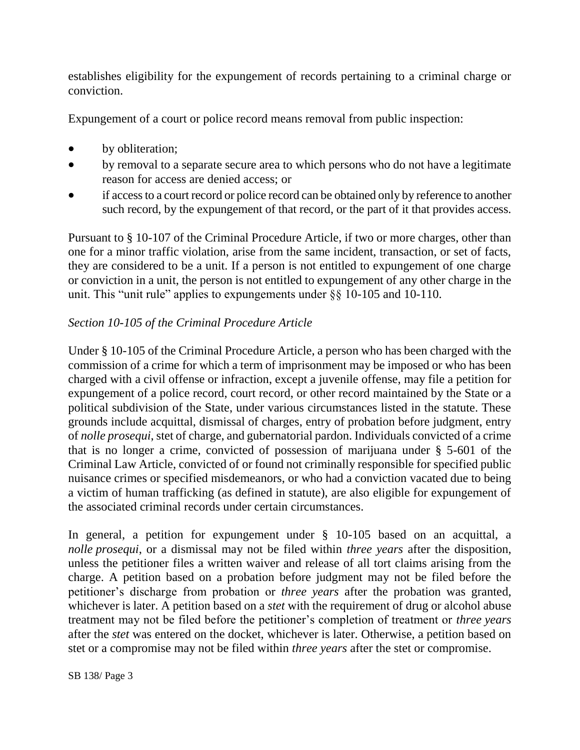establishes eligibility for the expungement of records pertaining to a criminal charge or conviction.

Expungement of a court or police record means removal from public inspection:

- by obliteration;
- by removal to a separate secure area to which persons who do not have a legitimate reason for access are denied access; or
- if access to a court record or police record can be obtained only by reference to another such record, by the expungement of that record, or the part of it that provides access.

Pursuant to § 10-107 of the Criminal Procedure Article, if two or more charges, other than one for a minor traffic violation, arise from the same incident, transaction, or set of facts, they are considered to be a unit. If a person is not entitled to expungement of one charge or conviction in a unit, the person is not entitled to expungement of any other charge in the unit. This "unit rule" applies to expungements under §§ 10-105 and 10-110.

*Section 10-105 of the Criminal Procedure Article*

Under § 10-105 of the Criminal Procedure Article, a person who has been charged with the commission of a crime for which a term of imprisonment may be imposed or who has been charged with a civil offense or infraction, except a juvenile offense, may file a petition for expungement of a police record, court record, or other record maintained by the State or a political subdivision of the State, under various circumstances listed in the statute. These grounds include acquittal, dismissal of charges, entry of probation before judgment, entry of *nolle prosequi*, stet of charge, and gubernatorial pardon. Individuals convicted of a crime that is no longer a crime, convicted of possession of marijuana under § 5-601 of the Criminal Law Article, convicted of or found not criminally responsible for specified public nuisance crimes or specified misdemeanors, or who had a conviction vacated due to being a victim of human trafficking (as defined in statute), are also eligible for expungement of the associated criminal records under certain circumstances.

In general, a petition for expungement under § 10-105 based on an acquittal, a *nolle prosequi*, or a dismissal may not be filed within *three years* after the disposition, unless the petitioner files a written waiver and release of all tort claims arising from the charge. A petition based on a probation before judgment may not be filed before the petitioner's discharge from probation or *three years* after the probation was granted, whichever is later. A petition based on a *stet* with the requirement of drug or alcohol abuse treatment may not be filed before the petitioner's completion of treatment or *three years* after the *stet* was entered on the docket, whichever is later. Otherwise, a petition based on stet or a compromise may not be filed within *three years* after the stet or compromise.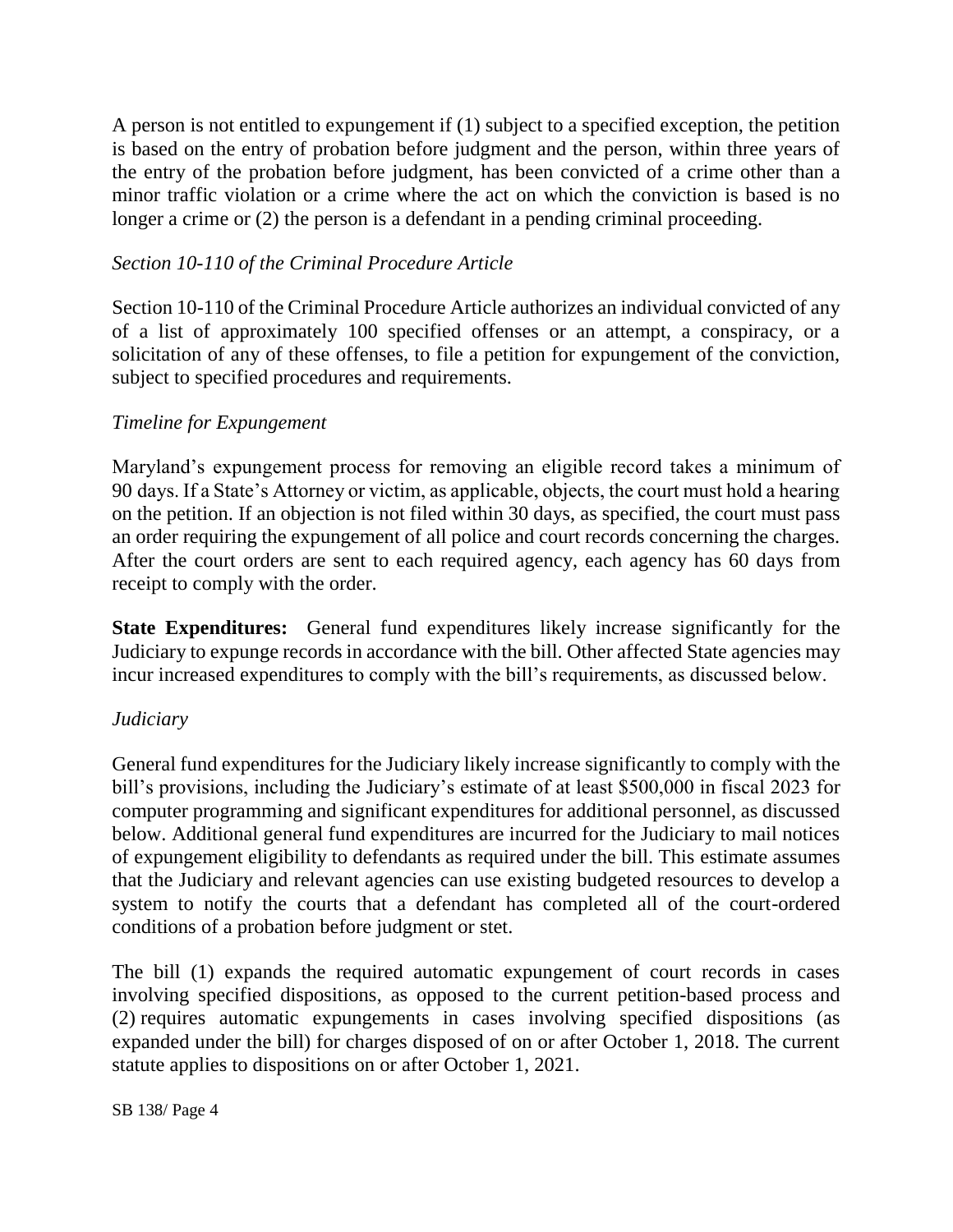A person is not entitled to expungement if (1) subject to a specified exception, the petition is based on the entry of probation before judgment and the person, within three years of the entry of the probation before judgment, has been convicted of a crime other than a minor traffic violation or a crime where the act on which the conviction is based is no longer a crime or (2) the person is a defendant in a pending criminal proceeding.

*Section 10-110 of the Criminal Procedure Article*

Section 10-110 of the Criminal Procedure Article authorizes an individual convicted of any of a list of approximately 100 specified offenses or an attempt, a conspiracy, or a solicitation of any of these offenses, to file a petition for expungement of the conviction, subject to specified procedures and requirements.

*Timeline for Expungement*

Maryland's expungement process for removing an eligible record takes a minimum of 90 days. If a State's Attorney or victim, as applicable, objects, the court must hold a hearing on the petition. If an objection is not filed within 30 days, as specified, the court must pass an order requiring the expungement of all police and court records concerning the charges. After the court orders are sent to each required agency, each agency has 60 days from receipt to comply with the order.

**State Expenditures:** General fund expenditures likely increase significantly for the Judiciary to expunge records in accordance with the bill. Other affected State agencies may incur increased expenditures to comply with the bill's requirements, as discussed below.

*Judiciary*

General fund expenditures for the Judiciary likely increase significantly to comply with the bill's provisions, including the Judiciary's estimate of at least $500,000 in fiscal 2023 for computer programming and significant expenditures for additional personnel, as discussed below. Additional general fund expenditures are incurred for the Judiciary to mail notices of expungement eligibility to defendants as required under the bill. This estimate assumes that the Judiciary and relevant agencies can use existing budgeted resources to develop a system to notify the courts that a defendant has completed all of the court-ordered conditions of a probation before judgment or stet.

The bill (1) expands the required automatic expungement of court records in cases involving specified dispositions, as opposed to the current petition-based process and (2) requires automatic expungements in cases involving specified dispositions (as expanded under the bill) for charges disposed of on or after October 1, 2018. The current statute applies to dispositions on or after October 1, 2021.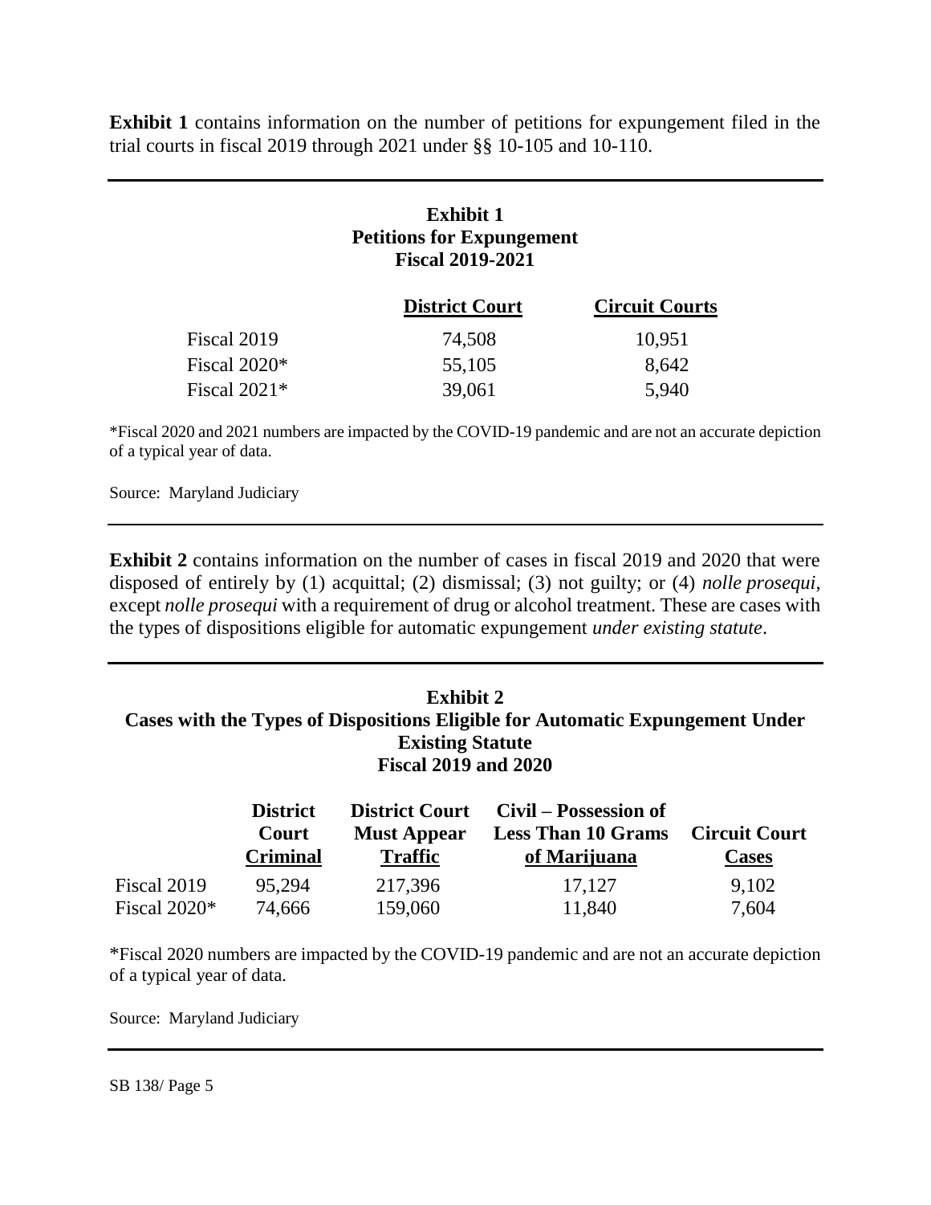**Exhibit 1** contains information on the number of petitions for expungement filed in the trial courts in fiscal 2019 through 2021 under §§ 10-105 and 10-110.

**Exhibit 1**
**Petitions for Expungement**
**Fiscal 2019-2021**

| | District Court | Circuit Courts |
|---|---|---|
| Fiscal 2019 | 74,508 | 10,951 |
| Fiscal 2020* | 55,105 | 8,642 |
| Fiscal 2021* | 39,061 | 5,940 |

*Fiscal 2020 and 2021 numbers are impacted by the COVID-19 pandemic and are not an accurate depiction of a typical year of data.

Source: Maryland Judiciary

**Exhibit 2** contains information on the number of cases in fiscal 2019 and 2020 that were disposed of entirely by (1) acquittal; (2) dismissal; (3) not guilty; or (4) *nolle prosequi*, except *nolle prosequi* with a requirement of drug or alcohol treatment. These are cases with the types of dispositions eligible for automatic expungement *under existing statute*.

**Exhibit 2**
**Cases with the Types of Dispositions Eligible for Automatic Expungement Under Existing Statute**
**Fiscal 2019 and 2020**

| | District Court Criminal | District Court Must Appear Traffic | Civil – Possession of Less Than 10 Grams of Marijuana | Circuit Court Cases |
|---|---|---|---|---|
| Fiscal 2019 | 95,294 | 217,396 | 17,127 | 9,102 |
| Fiscal 2020* | 74,666 | 159,060 | 11,840 | 7,604 |

*Fiscal 2020 numbers are impacted by the COVID-19 pandemic and are not an accurate depiction of a typical year of data.

Source: Maryland Judiciary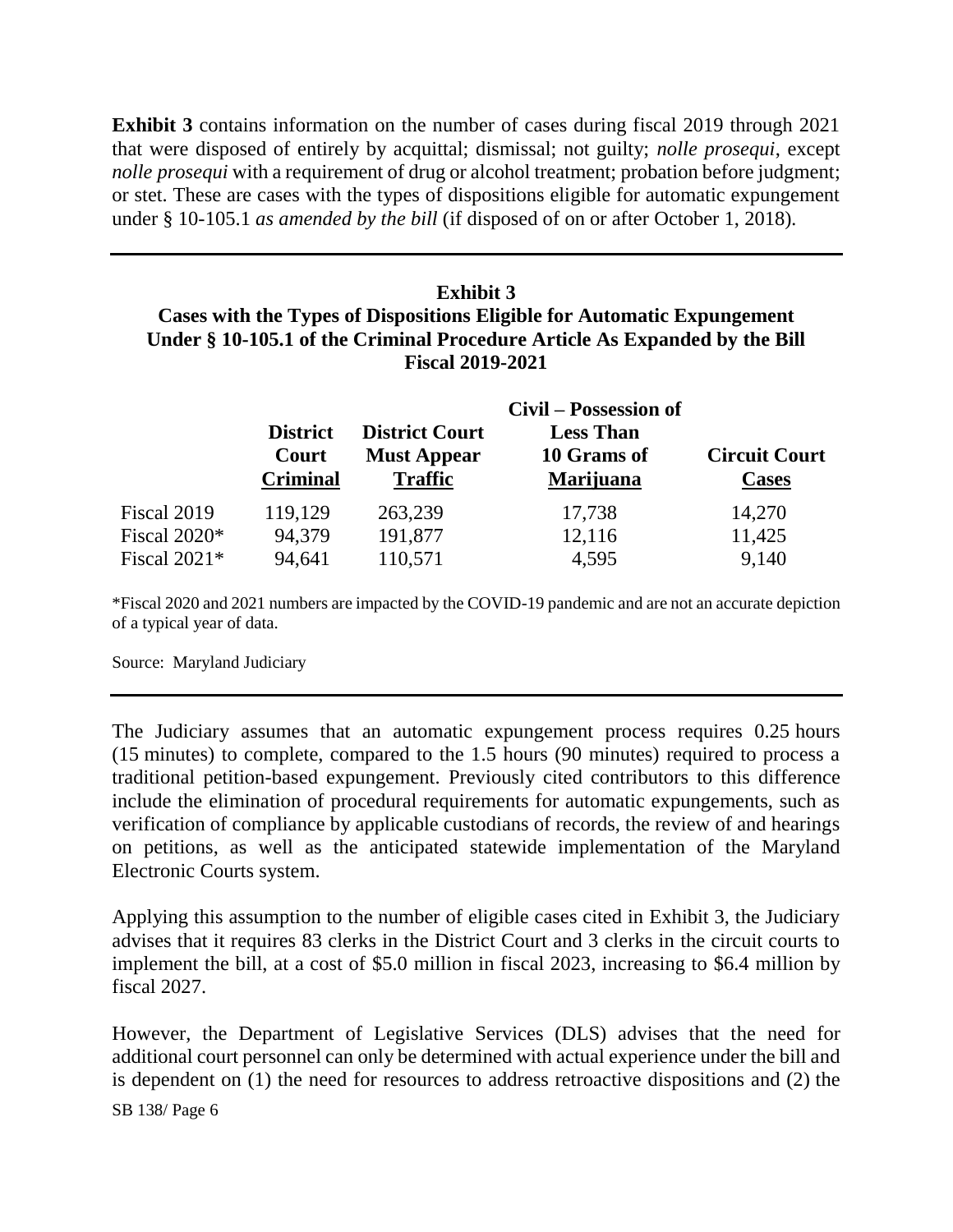**Exhibit 3** contains information on the number of cases during fiscal 2019 through 2021 that were disposed of entirely by acquittal; dismissal; not guilty; *nolle prosequi*, except *nolle prosequi* with a requirement of drug or alcohol treatment; probation before judgment; or stet. These are cases with the types of dispositions eligible for automatic expungement under § 10-105.1 *as amended by the bill* (if disposed of on or after October 1, 2018).

**Exhibit 3**
**Cases with the Types of Dispositions Eligible for Automatic Expungement Under § 10-105.1 of the Criminal Procedure Article As Expanded by the Bill**
**Fiscal 2019-2021**

| | District Court Criminal | District Court Must Appear Traffic | Civil – Possession of Less Than 10 Grams of Marijuana | Circuit Court Cases |
|---|---|---|---|---|
| Fiscal 2019 | 119,129 | 263,239 | 17,738 | 14,270 |
| Fiscal 2020* | 94,379 | 191,877 | 12,116 | 11,425 |
| Fiscal 2021* | 94,641 | 110,571 | 4,595 | 9,140 |

*Fiscal 2020 and 2021 numbers are impacted by the COVID-19 pandemic and are not an accurate depiction of a typical year of data.

Source: Maryland Judiciary

The Judiciary assumes that an automatic expungement process requires 0.25 hours (15 minutes) to complete, compared to the 1.5 hours (90 minutes) required to process a traditional petition-based expungement. Previously cited contributors to this difference include the elimination of procedural requirements for automatic expungements, such as verification of compliance by applicable custodians of records, the review of and hearings on petitions, as well as the anticipated statewide implementation of the Maryland Electronic Courts system.

Applying this assumption to the number of eligible cases cited in Exhibit 3, the Judiciary advises that it requires 83 clerks in the District Court and 3 clerks in the circuit courts to implement the bill, at a cost of $5.0 million in fiscal 2023, increasing to $6.4 million by fiscal 2027.

However, the Department of Legislative Services (DLS) advises that the need for additional court personnel can only be determined with actual experience under the bill and is dependent on (1) the need for resources to address retroactive dispositions and (2) the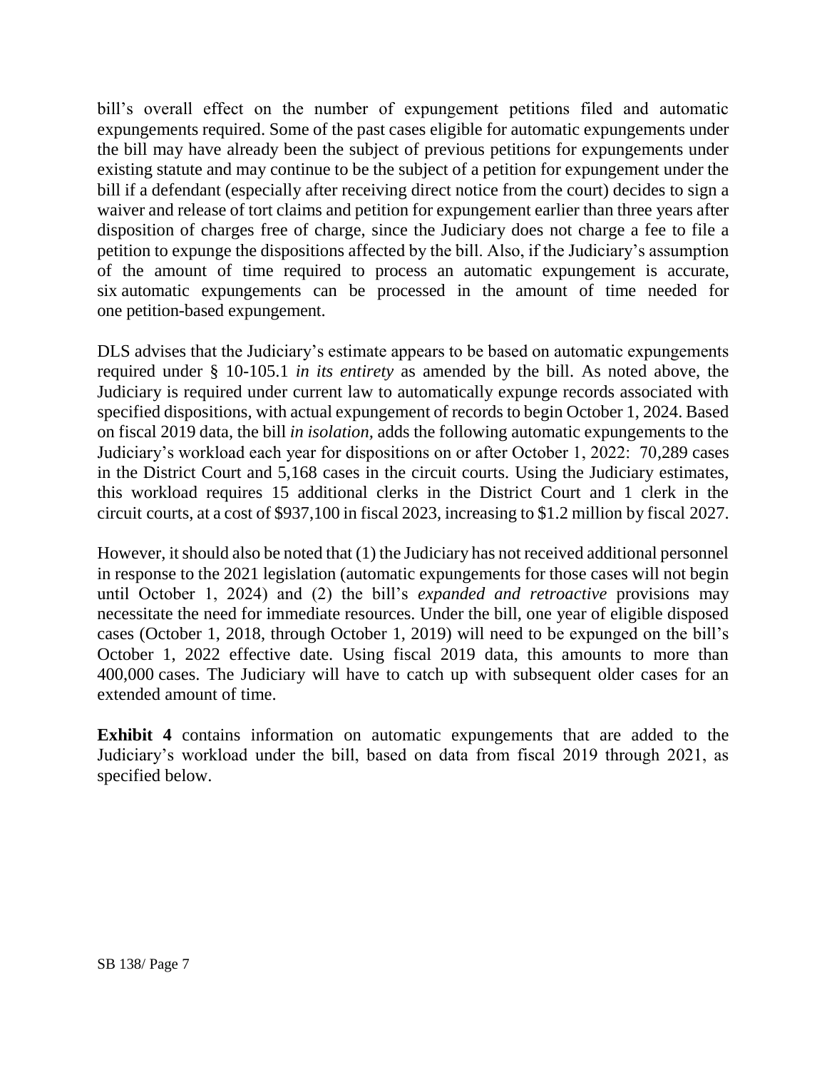bill's overall effect on the number of expungement petitions filed and automatic expungements required. Some of the past cases eligible for automatic expungements under the bill may have already been the subject of previous petitions for expungements under existing statute and may continue to be the subject of a petition for expungement under the bill if a defendant (especially after receiving direct notice from the court) decides to sign a waiver and release of tort claims and petition for expungement earlier than three years after disposition of charges free of charge, since the Judiciary does not charge a fee to file a petition to expunge the dispositions affected by the bill. Also, if the Judiciary's assumption of the amount of time required to process an automatic expungement is accurate, six automatic expungements can be processed in the amount of time needed for one petition-based expungement.

DLS advises that the Judiciary's estimate appears to be based on automatic expungements required under § 10-105.1 *in its entirety* as amended by the bill. As noted above, the Judiciary is required under current law to automatically expunge records associated with specified dispositions, with actual expungement of records to begin October 1, 2024. Based on fiscal 2019 data, the bill *in isolation,* adds the following automatic expungements to the Judiciary's workload each year for dispositions on or after October 1, 2022: 70,289 cases in the District Court and 5,168 cases in the circuit courts. Using the Judiciary estimates, this workload requires 15 additional clerks in the District Court and 1 clerk in the circuit courts, at a cost of $937,100 in fiscal 2023, increasing to $1.2 million by fiscal 2027.

However, it should also be noted that (1) the Judiciary has not received additional personnel in response to the 2021 legislation (automatic expungements for those cases will not begin until October 1, 2024) and (2) the bill's *expanded and retroactive* provisions may necessitate the need for immediate resources. Under the bill, one year of eligible disposed cases (October 1, 2018, through October 1, 2019) will need to be expunged on the bill's October 1, 2022 effective date. Using fiscal 2019 data, this amounts to more than 400,000 cases. The Judiciary will have to catch up with subsequent older cases for an extended amount of time.

**Exhibit 4** contains information on automatic expungements that are added to the Judiciary's workload under the bill, based on data from fiscal 2019 through 2021, as specified below.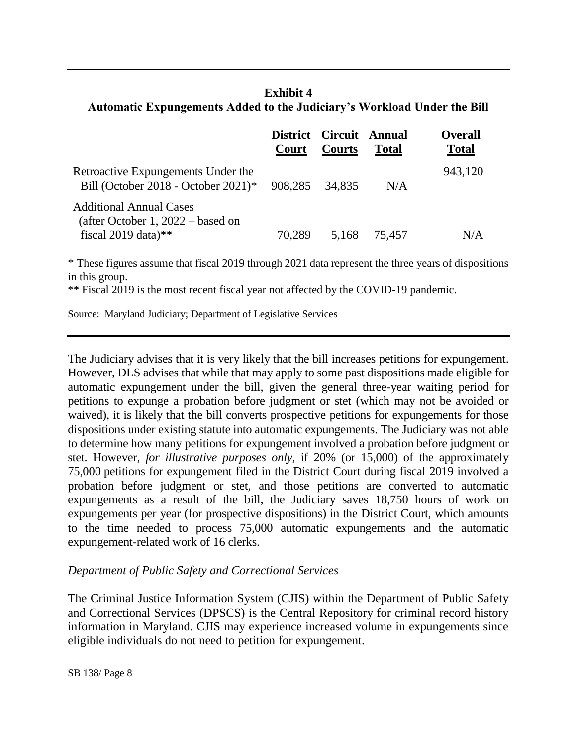**Exhibit 4**
**Automatic Expungements Added to the Judiciary's Workload Under the Bill**

| | District Court | Circuit Courts | Annual Total | Overall Total |
|---|---|---|---|---|
| Retroactive Expungements Under the Bill (October 2018 - October 2021)* | 908,285 | 34,835 | N/A | 943,120 |
| Additional Annual Cases (after October 1, 2022 – based on fiscal 2019 data)** | 70,289 | 5,168 | 75,457 | N/A |

\* These figures assume that fiscal 2019 through 2021 data represent the three years of dispositions in this group.

\*\* Fiscal 2019 is the most recent fiscal year not affected by the COVID-19 pandemic.

Source: Maryland Judiciary; Department of Legislative Services

The Judiciary advises that it is very likely that the bill increases petitions for expungement. However, DLS advises that while that may apply to some past dispositions made eligible for automatic expungement under the bill, given the general three-year waiting period for petitions to expunge a probation before judgment or stet (which may not be avoided or waived), it is likely that the bill converts prospective petitions for expungements for those dispositions under existing statute into automatic expungements. The Judiciary was not able to determine how many petitions for expungement involved a probation before judgment or stet. However, *for illustrative purposes only*, if 20% (or 15,000) of the approximately 75,000 petitions for expungement filed in the District Court during fiscal 2019 involved a probation before judgment or stet, and those petitions are converted to automatic expungements as a result of the bill, the Judiciary saves 18,750 hours of work on expungements per year (for prospective dispositions) in the District Court, which amounts to the time needed to process 75,000 automatic expungements and the automatic expungement-related work of 16 clerks.

*Department of Public Safety and Correctional Services*

The Criminal Justice Information System (CJIS) within the Department of Public Safety and Correctional Services (DPSCS) is the Central Repository for criminal record history information in Maryland. CJIS may experience increased volume in expungements since eligible individuals do not need to petition for expungement.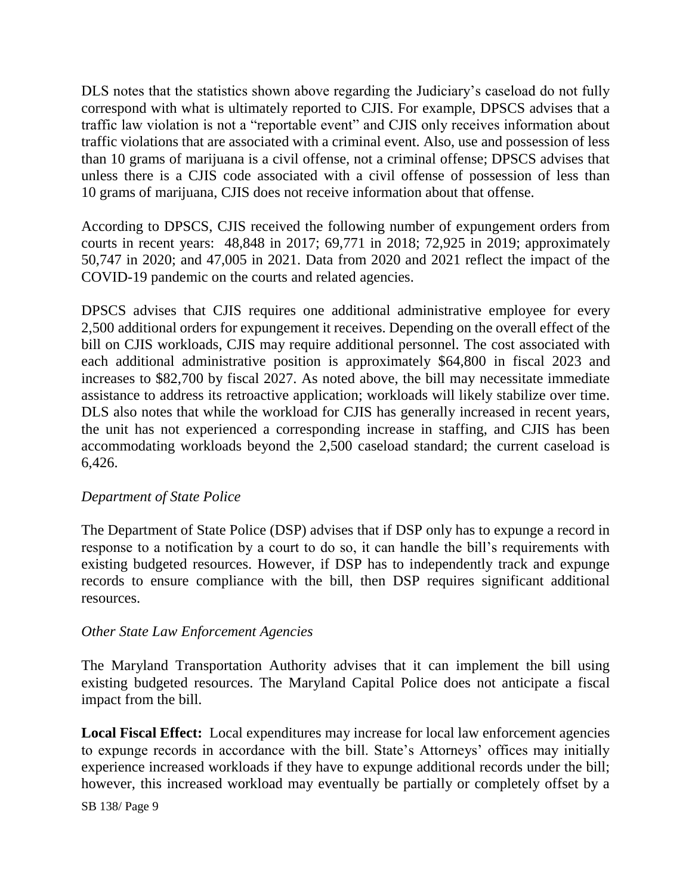DLS notes that the statistics shown above regarding the Judiciary's caseload do not fully correspond with what is ultimately reported to CJIS. For example, DPSCS advises that a traffic law violation is not a "reportable event" and CJIS only receives information about traffic violations that are associated with a criminal event. Also, use and possession of less than 10 grams of marijuana is a civil offense, not a criminal offense; DPSCS advises that unless there is a CJIS code associated with a civil offense of possession of less than 10 grams of marijuana, CJIS does not receive information about that offense.

According to DPSCS, CJIS received the following number of expungement orders from courts in recent years: 48,848 in 2017; 69,771 in 2018; 72,925 in 2019; approximately 50,747 in 2020; and 47,005 in 2021. Data from 2020 and 2021 reflect the impact of the COVID-19 pandemic on the courts and related agencies.

DPSCS advises that CJIS requires one additional administrative employee for every 2,500 additional orders for expungement it receives. Depending on the overall effect of the bill on CJIS workloads, CJIS may require additional personnel. The cost associated with each additional administrative position is approximately $64,800 in fiscal 2023 and increases to $82,700 by fiscal 2027. As noted above, the bill may necessitate immediate assistance to address its retroactive application; workloads will likely stabilize over time. DLS also notes that while the workload for CJIS has generally increased in recent years, the unit has not experienced a corresponding increase in staffing, and CJIS has been accommodating workloads beyond the 2,500 caseload standard; the current caseload is 6,426.

*Department of State Police*

The Department of State Police (DSP) advises that if DSP only has to expunge a record in response to a notification by a court to do so, it can handle the bill's requirements with existing budgeted resources. However, if DSP has to independently track and expunge records to ensure compliance with the bill, then DSP requires significant additional resources.

*Other State Law Enforcement Agencies*

The Maryland Transportation Authority advises that it can implement the bill using existing budgeted resources. The Maryland Capitol Police does not anticipate a fiscal impact from the bill.

**Local Fiscal Effect:** Local expenditures may increase for local law enforcement agencies to expunge records in accordance with the bill. State's Attorneys' offices may initially experience increased workloads if they have to expunge additional records under the bill; however, this increased workload may eventually be partially or completely offset by a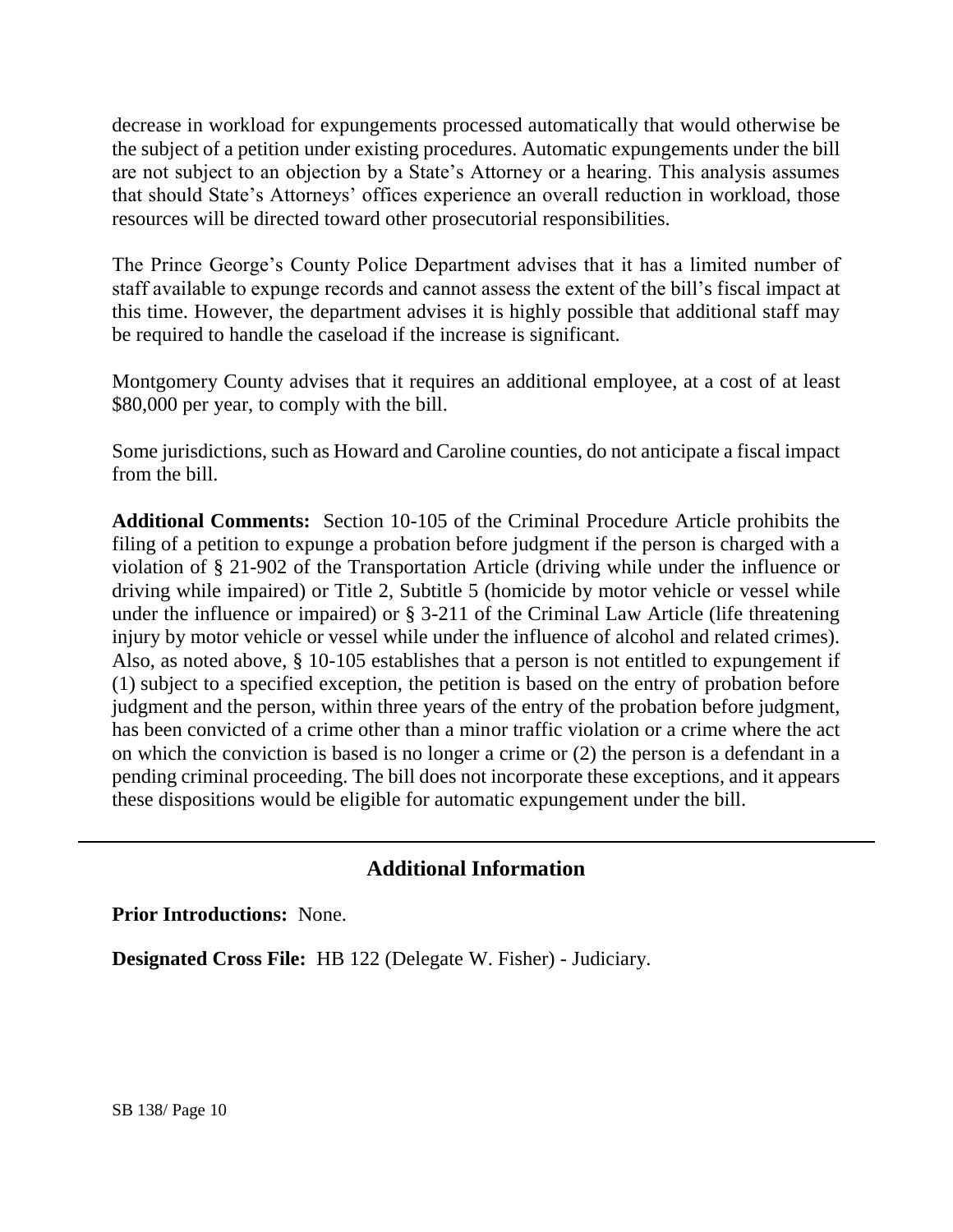decrease in workload for expungements processed automatically that would otherwise be the subject of a petition under existing procedures. Automatic expungements under the bill are not subject to an objection by a State's Attorney or a hearing. This analysis assumes that should State's Attorneys' offices experience an overall reduction in workload, those resources will be directed toward other prosecutorial responsibilities.

The Prince George's County Police Department advises that it has a limited number of staff available to expunge records and cannot assess the extent of the bill's fiscal impact at this time. However, the department advises it is highly possible that additional staff may be required to handle the caseload if the increase is significant.

Montgomery County advises that it requires an additional employee, at a cost of at least $80,000 per year, to comply with the bill.

Some jurisdictions, such as Howard and Caroline counties, do not anticipate a fiscal impact from the bill.

**Additional Comments:** Section 10-105 of the Criminal Procedure Article prohibits the filing of a petition to expunge a probation before judgment if the person is charged with a violation of § 21-902 of the Transportation Article (driving while under the influence or driving while impaired) or Title 2, Subtitle 5 (homicide by motor vehicle or vessel while under the influence or impaired) or § 3-211 of the Criminal Law Article (life threatening injury by motor vehicle or vessel while under the influence of alcohol and related crimes). Also, as noted above, § 10-105 establishes that a person is not entitled to expungement if (1) subject to a specified exception, the petition is based on the entry of probation before judgment and the person, within three years of the entry of the probation before judgment, has been convicted of a crime other than a minor traffic violation or a crime where the act on which the conviction is based is no longer a crime or (2) the person is a defendant in a pending criminal proceeding. The bill does not incorporate these exceptions, and it appears these dispositions would be eligible for automatic expungement under the bill.

## Additional Information

**Prior Introductions:** None.

**Designated Cross File:** HB 122 (Delegate W. Fisher) - Judiciary.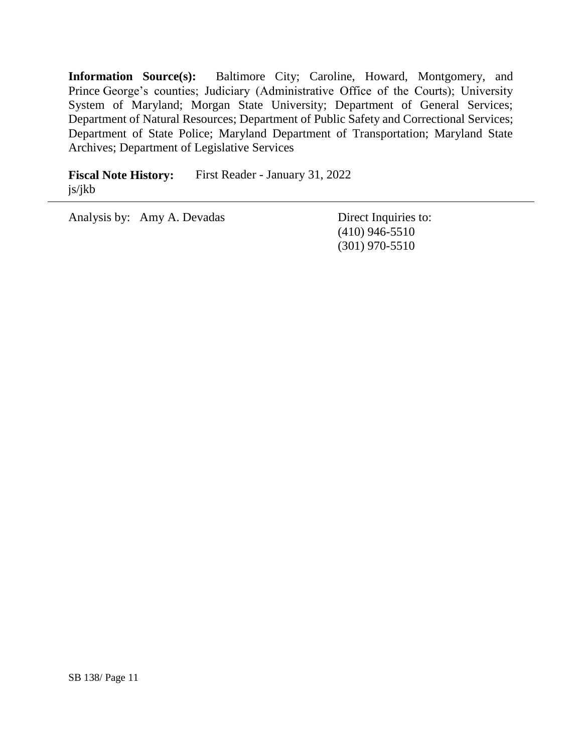**Information Source(s):** Baltimore City; Caroline, Howard, Montgomery, and Prince George's counties; Judiciary (Administrative Office of the Courts); University System of Maryland; Morgan State University; Department of General Services; Department of Natural Resources; Department of Public Safety and Correctional Services; Department of State Police; Maryland Department of Transportation; Maryland State Archives; Department of Legislative Services

**Fiscal Note History:** First Reader - January 31, 2022
js/jkb

---

Analysis by: Amy A. Devadas

Direct Inquiries to:
(410) 946-5510
(301) 970-5510